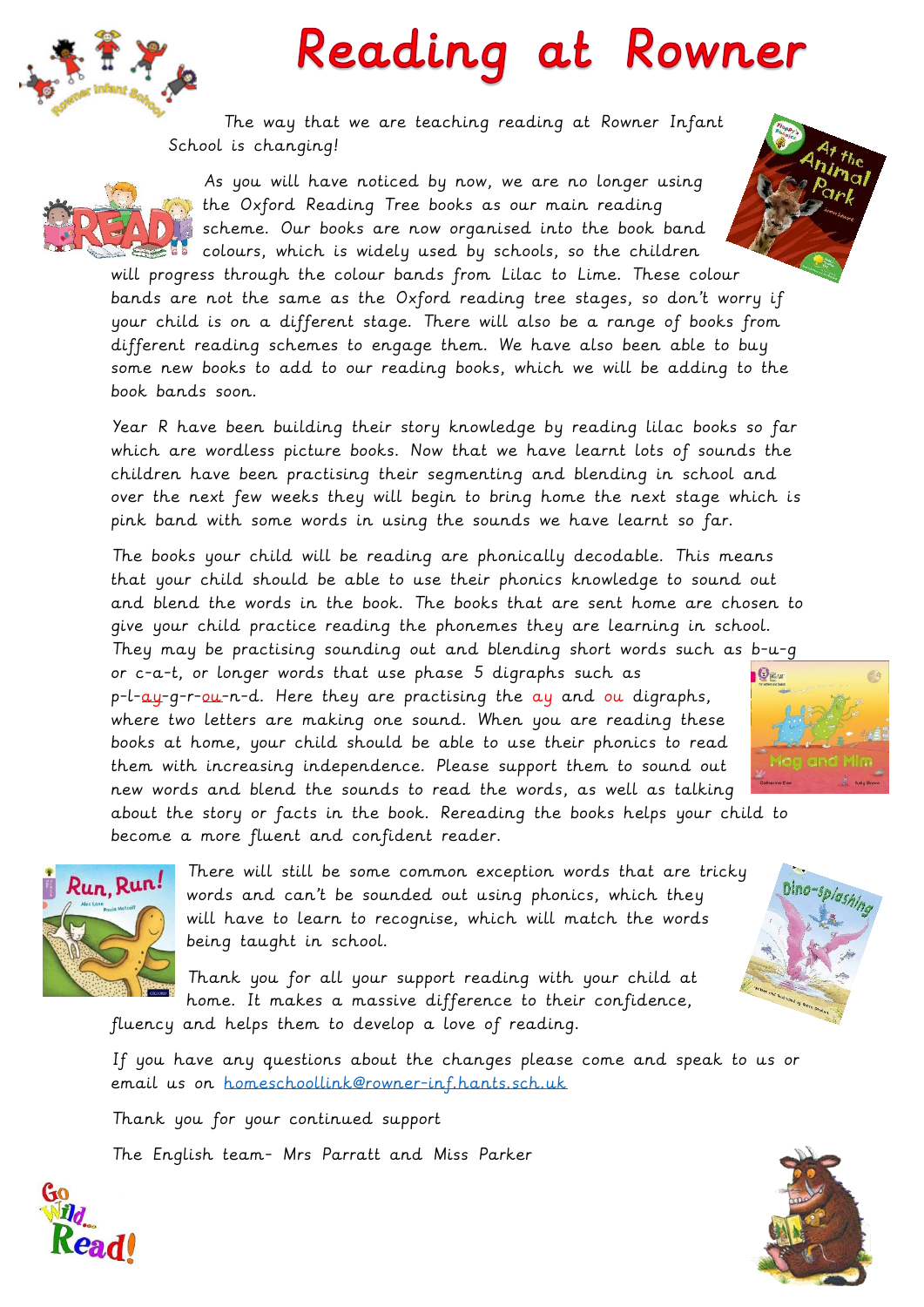# Reading at Rowner

The way that we are teaching reading at Rowner Infant School is changing!

As you will have noticed by now, we are no longer using the Oxford Reading Tree books as our main reading scheme. Our books are now organised into the book band colours, which is widely used by schools, so the children will progress through the colour bands from Lilac to Lime. These colour bands are not the same as the Oxford reading tree stages, so don't worry if your child is on a different stage. There will also be a range of books from different reading schemes to engage them. We have also been able to buy some new books to add to our reading books, which we will be adding to the book bands soon.

Year R have been building their story knowledge by reading lilac books so far which are wordless picture books. Now that we have learnt lots of sounds the children have been practising their segmenting and blending in school and over the next few weeks they will begin to bring home the next stage which is pink band with some words in using the sounds we have learnt so far.

The books your child will be reading are phonically decodable. This means that your child should be able to use their phonics knowledge to sound out and blend the words in the book. The books that are sent home are chosen to give your child practice reading the phonemes they are learning in school. They may be practising sounding out and blending short words such as b-u-g or c-a-t, or longer words that use phase 5 digraphs such as p-l-ay-g-r-ou-n-d. Here they are practising the ay and ou digraphs, where two letters are making one sound. When you are reading these books at home, your child should be able to use their phonics to read them with increasing independence. Please support them to sound out new words and blend the sounds to read the words, as well as talking about the story or facts in the book. Rereading the books helps your child to become a more fluent and confident reader.

There will still be some common exception words that are tricky words and can't be sounded out using phonics, which they will have to learn to recognise, which will match the words being taught in school.

Thank you for all your support reading with your child at home. It makes a massive difference to their confidence, fluency and helps them to develop a love of reading.

If you have any questions about the changes please come and speak to us or email us on homeschoollink@rowner-inf.hants.sch.uk

Thank you for your continued support

The English team- Mrs Parratt and Miss Parker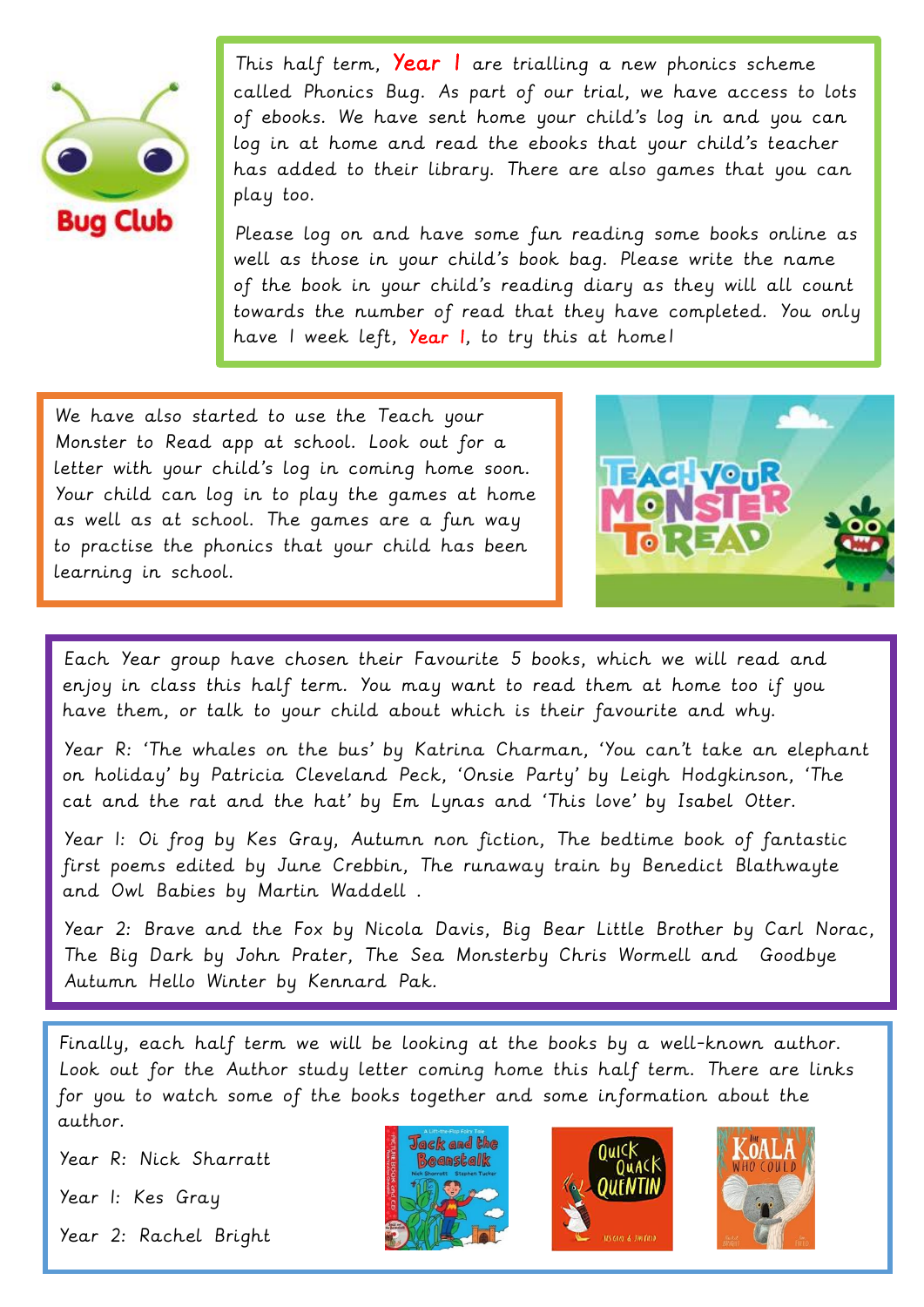This half term, **Year 1** are trialling a new phonics scheme called Phonics Bug. As part of our trial, we have access to lots of ebooks. We have sent home your child's log in and you can log in at home and read the ebooks that your child's teacher has added to their library. There are also games that you can play too.

Please log on and have some fun reading some books online as well as those in your child's book bag. Please write the name of the book in your child's reading diary as they will all count towards the number of read that they have completed. You only have 1 week left, **Year 1**, to try this at home!

We have also started to use the Teach your Monster to Read app at school. Look out for a letter with your child's log in coming home soon. Your child can log in to play the games at home as well as at school. The games are a fun way to practise the phonics that your child has been learning in school.

Each Year group have chosen their Favourite 5 books, which we will read and enjoy in class this half term. You may want to read them at home too if you have them, or talk to your child about which is their favourite and why.

Year R: 'The whales on the bus' by Katrina Charman, 'You can't take an elephant on holiday' by Patricia Cleveland Peck, 'Onsie Party' by Leigh Hodgkinson, 'The cat and the rat and the hat' by Em Lynas and 'This love' by Isabel Otter.

Year 1: Oi frog by Kes Gray, Autumn non fiction, The bedtime book of fantastic first poems edited by June Crebbin, The runaway train by Benedict Blathwayte and Owl Babies by Martin Waddell .

Year 2: Brave and the Fox by Nicola Davis, Big Bear Little Brother by Carl Norac, The Big Dark by John Prater, The Sea Monsterby Chris Wormell and Goodbye Autumn Hello Winter by Kennard Pak.

Finally, each half term we will be looking at the books by a well-known author. Look out for the Author study letter coming home this half term. There are links for you to watch some of the books together and some information about the author.

Year R: Nick Sharratt

Year 1: Kes Gray

Year 2: Rachel Bright